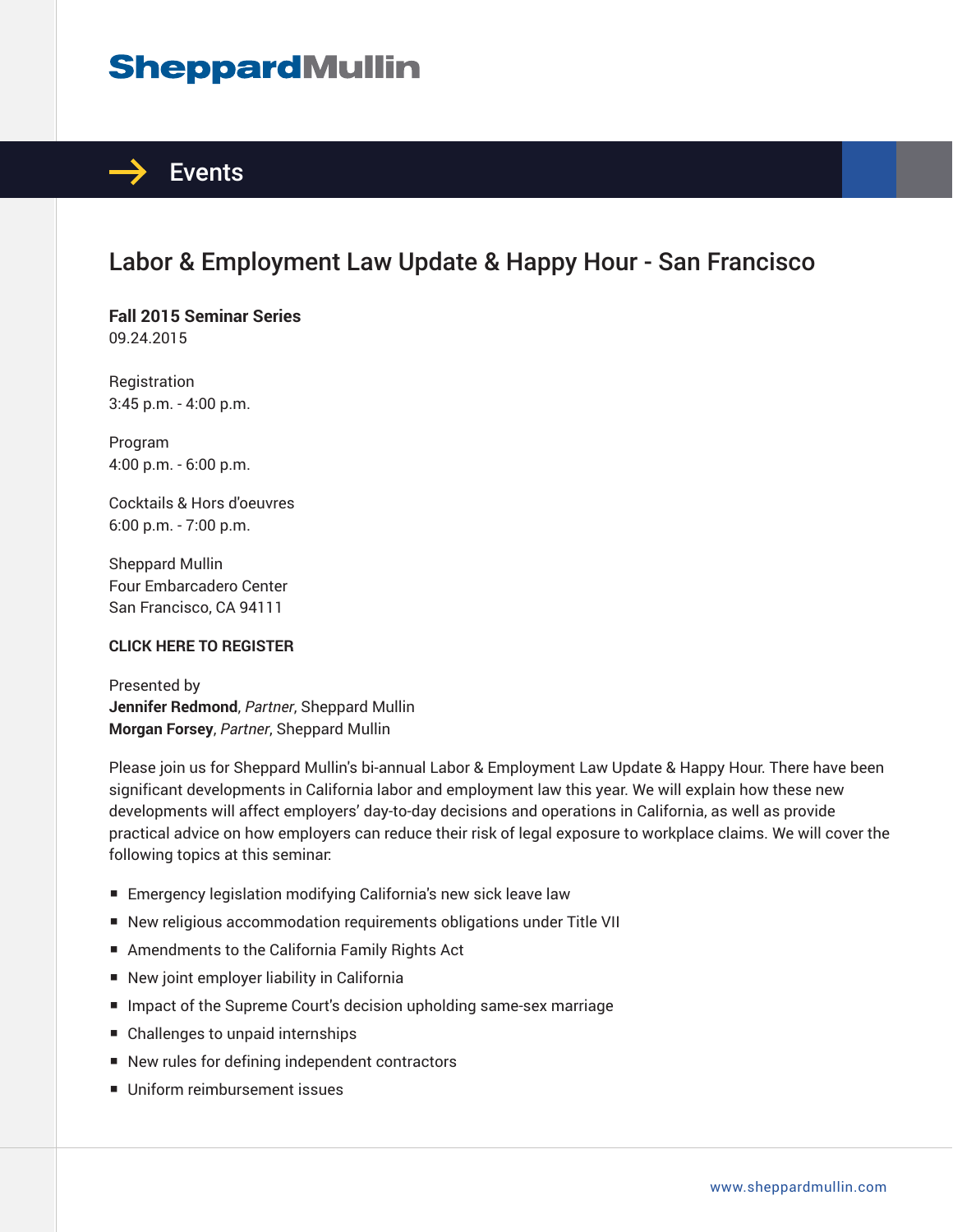# SheppardMullin

## Events

# Labor & Employment Law Update & Happy Hour - San Francisco

**Fall 2015 Seminar Series**
09.24.2015

Registration
3:45 p.m. - 4:00 p.m.

Program
4:00 p.m. - 6:00 p.m.

Cocktails & Hors d'oeuvres
6:00 p.m. - 7:00 p.m.

Sheppard Mullin
Four Embarcadero Center
San Francisco, CA 94111

**CLICK HERE TO REGISTER**

Presented by
**Jennifer Redmond**, *Partner*, Sheppard Mullin
**Morgan Forsey**, *Partner*, Sheppard Mullin

Please join us for Sheppard Mullin's bi-annual Labor & Employment Law Update & Happy Hour. There have been significant developments in California labor and employment law this year. We will explain how these new developments will affect employers' day-to-day decisions and operations in California, as well as provide practical advice on how employers can reduce their risk of legal exposure to workplace claims. We will cover the following topics at this seminar:

- Emergency legislation modifying California's new sick leave law
- New religious accommodation requirements obligations under Title VII
- Amendments to the California Family Rights Act
- New joint employer liability in California
- Impact of the Supreme Court's decision upholding same-sex marriage
- Challenges to unpaid internships
- New rules for defining independent contractors
- Uniform reimbursement issues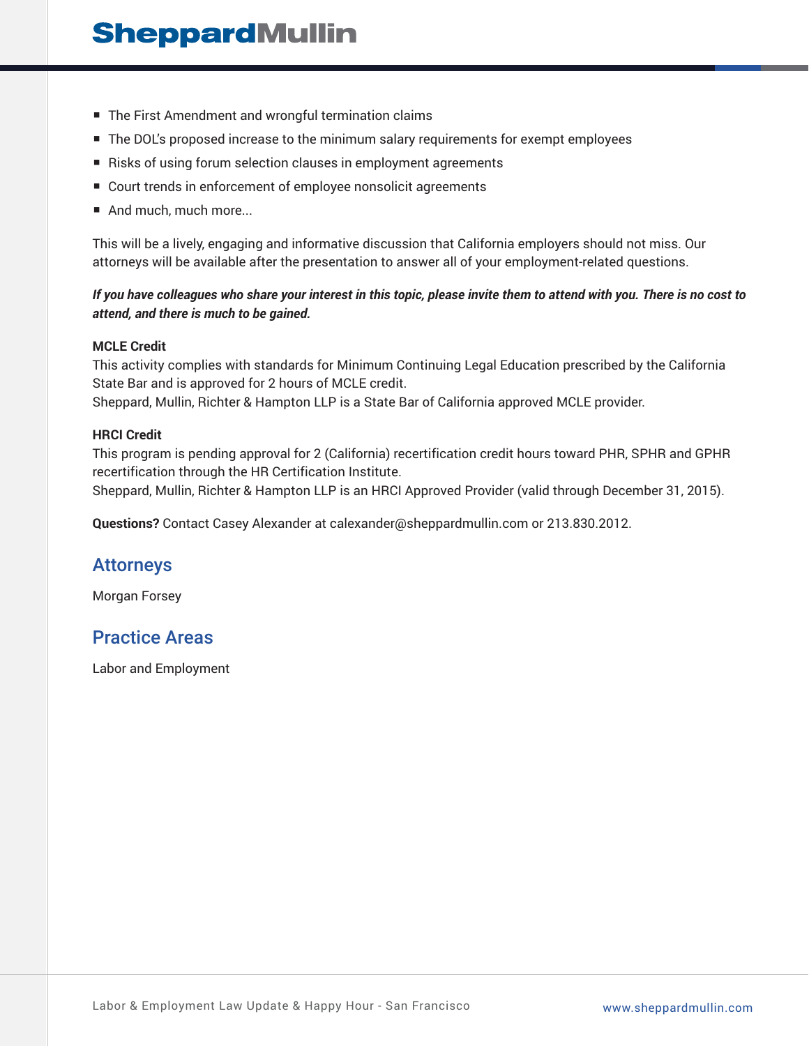- The First Amendment and wrongful termination claims
- The DOL's proposed increase to the minimum salary requirements for exempt employees
- Risks of using forum selection clauses in employment agreements
- Court trends in enforcement of employee nonsolicit agreements
- And much, much more...

This will be a lively, engaging and informative discussion that California employers should not miss. Our attorneys will be available after the presentation to answer all of your employment-related questions.

***If you have colleagues who share your interest in this topic, please invite them to attend with you. There is no cost to attend, and there is much to be gained.***

**MCLE Credit**
This activity complies with standards for Minimum Continuing Legal Education prescribed by the California State Bar and is approved for 2 hours of MCLE credit.
Sheppard, Mullin, Richter & Hampton LLP is a State Bar of California approved MCLE provider.

**HRCI Credit**
This program is pending approval for 2 (California) recertification credit hours toward PHR, SPHR and GPHR recertification through the HR Certification Institute.
Sheppard, Mullin, Richter & Hampton LLP is an HRCI Approved Provider (valid through December 31, 2015).

**Questions?** Contact Casey Alexander at calexander@sheppardmullin.com or 213.830.2012.

## Attorneys

Morgan Forsey

## Practice Areas

Labor and Employment